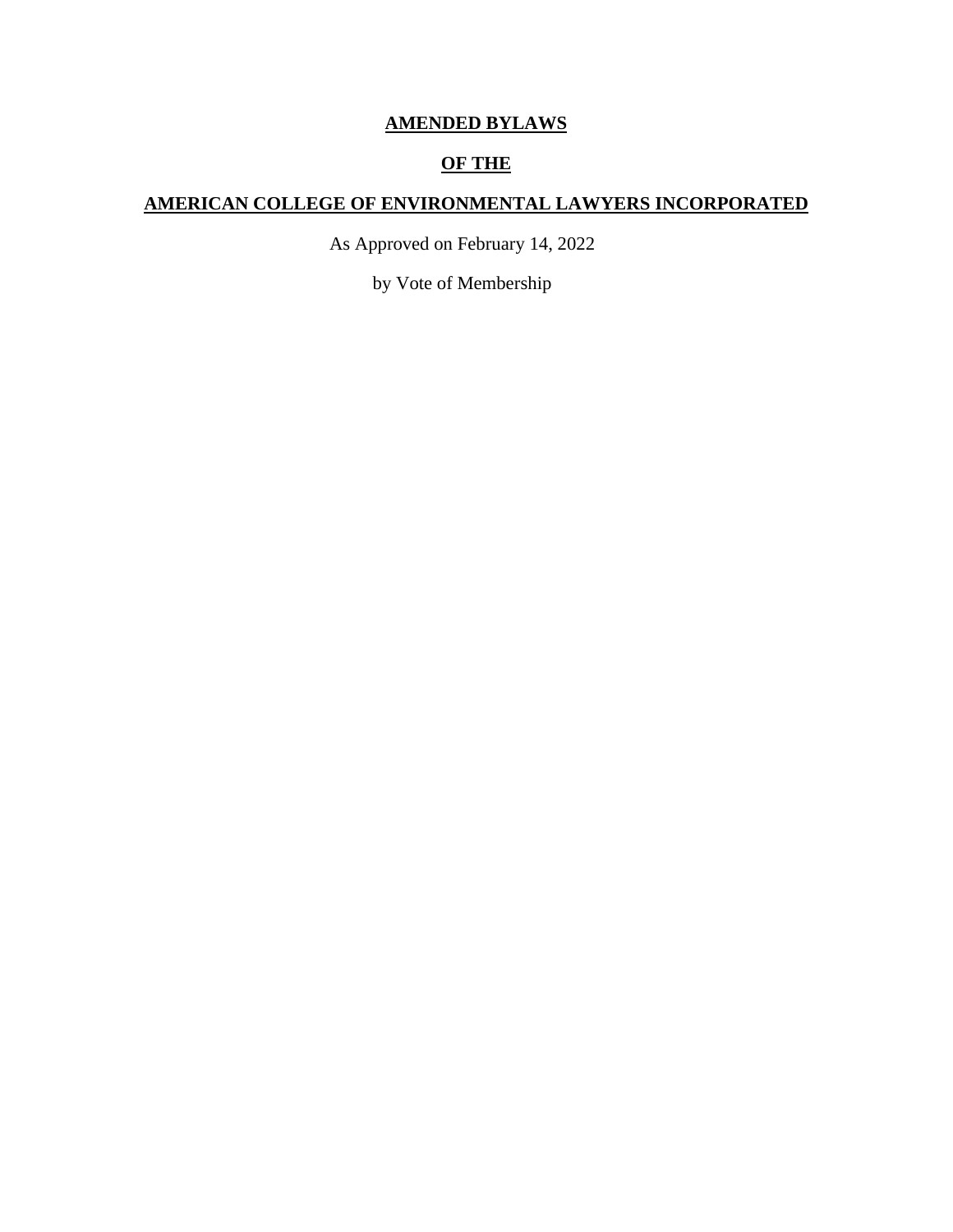# AMENDED BYLAWS

# OF THE

# AMERICAN COLLEGE OF ENVIRONMENTAL LAWYERS INCORPORATED

As Approved on February 14, 2022

by Vote of Membership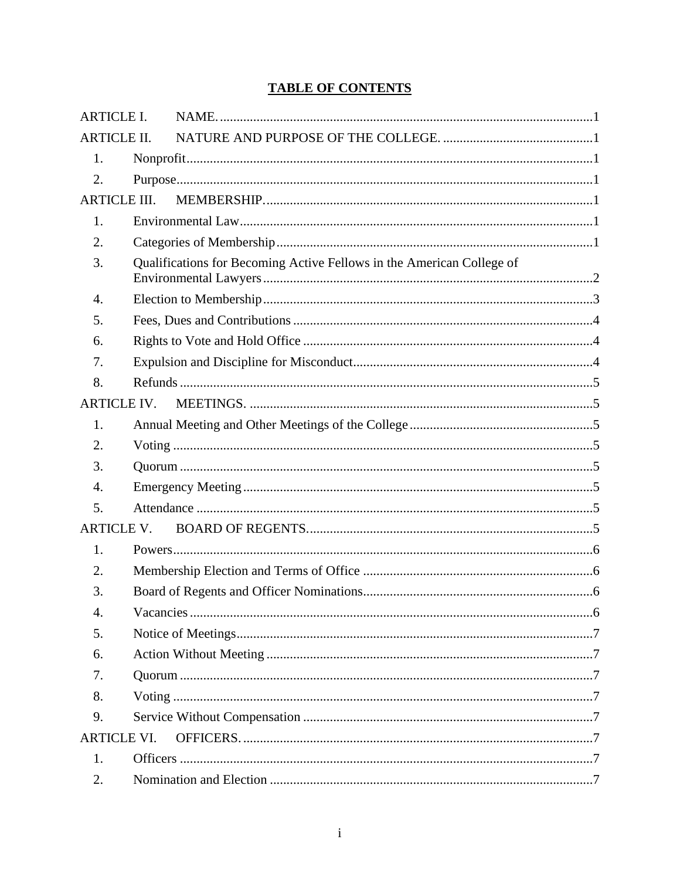# TABLE OF CONTENTS

ARTICLE I. NAME. ........................................................................................................1

ARTICLE II. NATURE AND PURPOSE OF THE COLLEGE. ............................................1

1. Nonprofit.........................................................................................................1
2. Purpose...........................................................................................................1

ARTICLE III. MEMBERSHIP. .................................................................................1

1. Environmental Law........................................................................................1
2. Categories of Membership..............................................................................1
3. Qualifications for Becoming Active Fellows in the American College of Environmental Lawyers..................................................................................2
4. Election to Membership..................................................................................3
5. Fees, Dues and Contributions.........................................................................4
6. Rights to Vote and Hold Office......................................................................4
7. Expulsion and Discipline for Misconduct.......................................................4
8. Refunds...........................................................................................................5

ARTICLE IV. MEETINGS. ......................................................................................5

1. Annual Meeting and Other Meetings of the College.......................................5
2. Voting.............................................................................................................5
3. Quorum...........................................................................................................5
4. Emergency Meeting........................................................................................5
5. Attendance......................................................................................................5

ARTICLE V. BOARD OF REGENTS. .....................................................................5

1. Powers............................................................................................................6
2. Membership Election and Terms of Office....................................................6
3. Board of Regents and Officer Nominations....................................................6
4. Vacancies........................................................................................................6
5. Notice of Meetings..........................................................................................7
6. Action Without Meeting.................................................................................7
7. Quorum...........................................................................................................7
8. Voting.............................................................................................................7
9. Service Without Compensation......................................................................7

ARTICLE VI. OFFICERS. ........................................................................................7

1. Officers...........................................................................................................7
2. Nomination and Election................................................................................7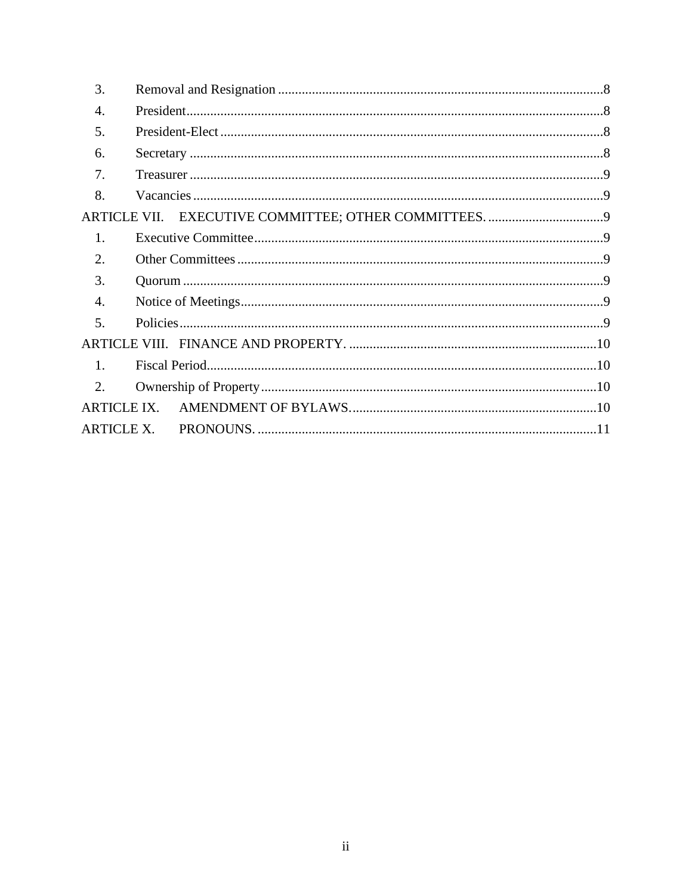3. Removal and Resignation ....................................................................................................8
4. President....................................................................................................................................8
5. President-Elect .........................................................................................................................8
6. Secretary ...................................................................................................................................8
7. Treasurer ...................................................................................................................................9
8. Vacancies ..................................................................................................................................9

ARTICLE VII. EXECUTIVE COMMITTEE; OTHER COMMITTEES. ...................................9

1. Executive Committee.................................................................................................................9
2. Other Committees ......................................................................................................................9
3. Quorum .....................................................................................................................................9
4. Notice of Meetings.....................................................................................................................9
5. Policies ......................................................................................................................................9

ARTICLE VIII. FINANCE AND PROPERTY. .........................................................................10

1. Fiscal Period............................................................................................................................10
2. Ownership of Property .............................................................................................................10

ARTICLE IX. AMENDMENT OF BYLAWS.............................................................................10

ARTICLE X. PRONOUNS. ........................................................................................................11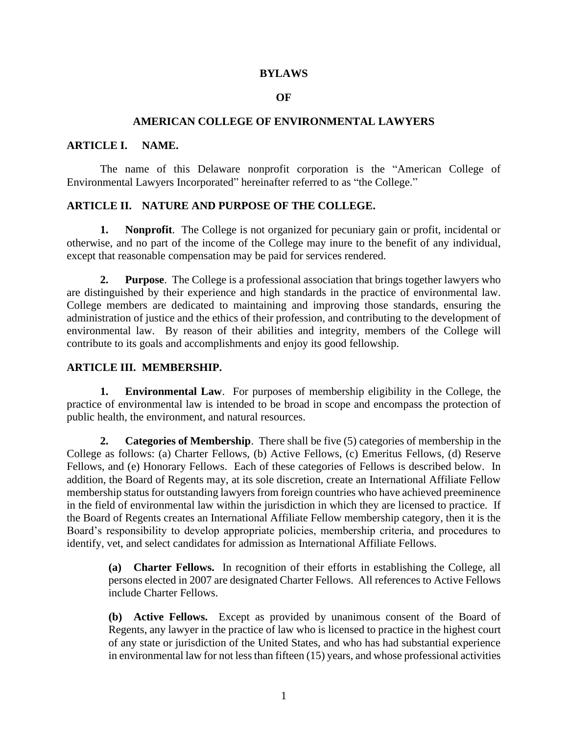# BYLAWS

# OF

# AMERICAN COLLEGE OF ENVIRONMENTAL LAWYERS

## ARTICLE I. NAME.

The name of this Delaware nonprofit corporation is the "American College of Environmental Lawyers Incorporated" hereinafter referred to as "the College."

## ARTICLE II. NATURE AND PURPOSE OF THE COLLEGE.

**1. Nonprofit**. The College is not organized for pecuniary gain or profit, incidental or otherwise, and no part of the income of the College may inure to the benefit of any individual, except that reasonable compensation may be paid for services rendered.

**2. Purpose**. The College is a professional association that brings together lawyers who are distinguished by their experience and high standards in the practice of environmental law. College members are dedicated to maintaining and improving those standards, ensuring the administration of justice and the ethics of their profession, and contributing to the development of environmental law. By reason of their abilities and integrity, members of the College will contribute to its goals and accomplishments and enjoy its good fellowship.

## ARTICLE III. MEMBERSHIP.

**1. Environmental Law**. For purposes of membership eligibility in the College, the practice of environmental law is intended to be broad in scope and encompass the protection of public health, the environment, and natural resources.

**2. Categories of Membership**. There shall be five (5) categories of membership in the College as follows: (a) Charter Fellows, (b) Active Fellows, (c) Emeritus Fellows, (d) Reserve Fellows, and (e) Honorary Fellows. Each of these categories of Fellows is described below. In addition, the Board of Regents may, at its sole discretion, create an International Affiliate Fellow membership status for outstanding lawyers from foreign countries who have achieved preeminence in the field of environmental law within the jurisdiction in which they are licensed to practice. If the Board of Regents creates an International Affiliate Fellow membership category, then it is the Board's responsibility to develop appropriate policies, membership criteria, and procedures to identify, vet, and select candidates for admission as International Affiliate Fellows.

> **(a) Charter Fellows.** In recognition of their efforts in establishing the College, all persons elected in 2007 are designated Charter Fellows. All references to Active Fellows include Charter Fellows.
>
> **(b) Active Fellows.** Except as provided by unanimous consent of the Board of Regents, any lawyer in the practice of law who is licensed to practice in the highest court of any state or jurisdiction of the United States, and who has had substantial experience in environmental law for not less than fifteen (15) years, and whose professional activities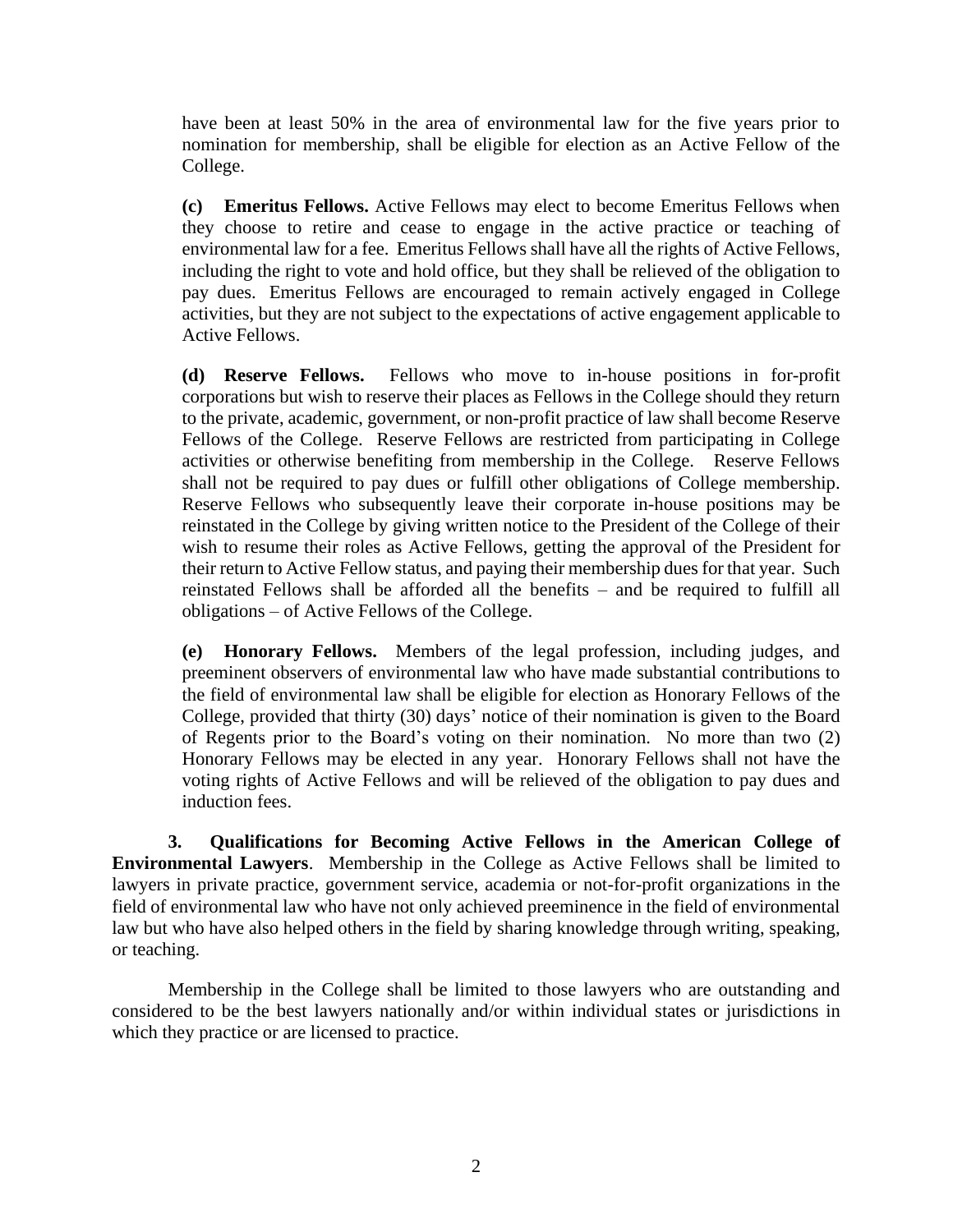have been at least 50% in the area of environmental law for the five years prior to nomination for membership, shall be eligible for election as an Active Fellow of the College.

**(c) Emeritus Fellows.** Active Fellows may elect to become Emeritus Fellows when they choose to retire and cease to engage in the active practice or teaching of environmental law for a fee. Emeritus Fellows shall have all the rights of Active Fellows, including the right to vote and hold office, but they shall be relieved of the obligation to pay dues. Emeritus Fellows are encouraged to remain actively engaged in College activities, but they are not subject to the expectations of active engagement applicable to Active Fellows.

**(d) Reserve Fellows.** Fellows who move to in-house positions in for-profit corporations but wish to reserve their places as Fellows in the College should they return to the private, academic, government, or non-profit practice of law shall become Reserve Fellows of the College. Reserve Fellows are restricted from participating in College activities or otherwise benefiting from membership in the College. Reserve Fellows shall not be required to pay dues or fulfill other obligations of College membership. Reserve Fellows who subsequently leave their corporate in-house positions may be reinstated in the College by giving written notice to the President of the College of their wish to resume their roles as Active Fellows, getting the approval of the President for their return to Active Fellow status, and paying their membership dues for that year. Such reinstated Fellows shall be afforded all the benefits – and be required to fulfill all obligations – of Active Fellows of the College.

**(e) Honorary Fellows.** Members of the legal profession, including judges, and preeminent observers of environmental law who have made substantial contributions to the field of environmental law shall be eligible for election as Honorary Fellows of the College, provided that thirty (30) days' notice of their nomination is given to the Board of Regents prior to the Board's voting on their nomination. No more than two (2) Honorary Fellows may be elected in any year. Honorary Fellows shall not have the voting rights of Active Fellows and will be relieved of the obligation to pay dues and induction fees.

**3. Qualifications for Becoming Active Fellows in the American College of Environmental Lawyers**. Membership in the College as Active Fellows shall be limited to lawyers in private practice, government service, academia or not-for-profit organizations in the field of environmental law who have not only achieved preeminence in the field of environmental law but who have also helped others in the field by sharing knowledge through writing, speaking, or teaching.

Membership in the College shall be limited to those lawyers who are outstanding and considered to be the best lawyers nationally and/or within individual states or jurisdictions in which they practice or are licensed to practice.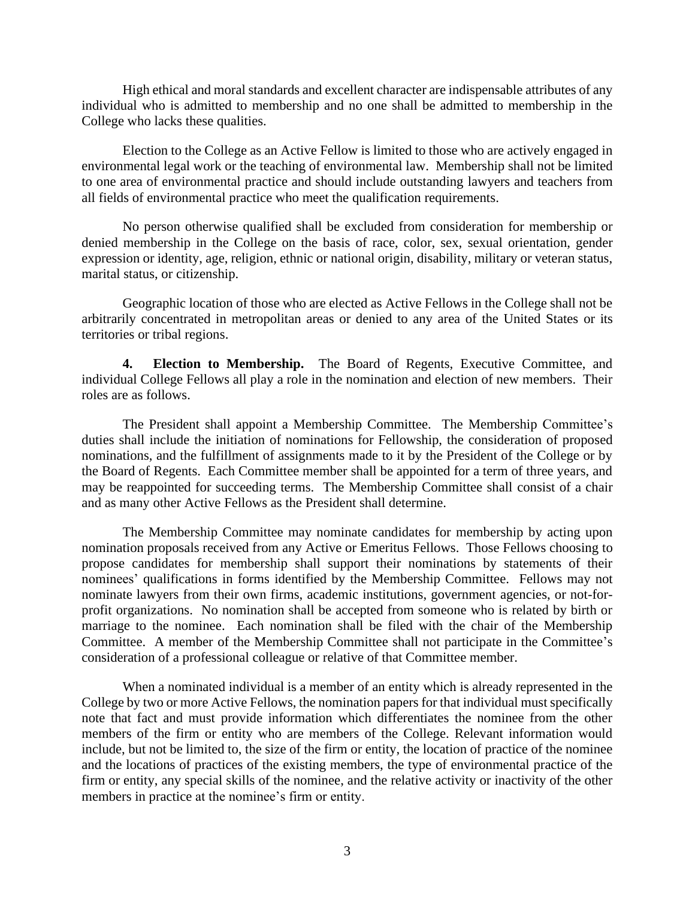High ethical and moral standards and excellent character are indispensable attributes of any individual who is admitted to membership and no one shall be admitted to membership in the College who lacks these qualities.

Election to the College as an Active Fellow is limited to those who are actively engaged in environmental legal work or the teaching of environmental law. Membership shall not be limited to one area of environmental practice and should include outstanding lawyers and teachers from all fields of environmental practice who meet the qualification requirements.

No person otherwise qualified shall be excluded from consideration for membership or denied membership in the College on the basis of race, color, sex, sexual orientation, gender expression or identity, age, religion, ethnic or national origin, disability, military or veteran status, marital status, or citizenship.

Geographic location of those who are elected as Active Fellows in the College shall not be arbitrarily concentrated in metropolitan areas or denied to any area of the United States or its territories or tribal regions.

**4. Election to Membership.** The Board of Regents, Executive Committee, and individual College Fellows all play a role in the nomination and election of new members. Their roles are as follows.

The President shall appoint a Membership Committee. The Membership Committee's duties shall include the initiation of nominations for Fellowship, the consideration of proposed nominations, and the fulfillment of assignments made to it by the President of the College or by the Board of Regents. Each Committee member shall be appointed for a term of three years, and may be reappointed for succeeding terms. The Membership Committee shall consist of a chair and as many other Active Fellows as the President shall determine.

The Membership Committee may nominate candidates for membership by acting upon nomination proposals received from any Active or Emeritus Fellows. Those Fellows choosing to propose candidates for membership shall support their nominations by statements of their nominees' qualifications in forms identified by the Membership Committee. Fellows may not nominate lawyers from their own firms, academic institutions, government agencies, or not-for-profit organizations. No nomination shall be accepted from someone who is related by birth or marriage to the nominee. Each nomination shall be filed with the chair of the Membership Committee. A member of the Membership Committee shall not participate in the Committee's consideration of a professional colleague or relative of that Committee member.

When a nominated individual is a member of an entity which is already represented in the College by two or more Active Fellows, the nomination papers for that individual must specifically note that fact and must provide information which differentiates the nominee from the other members of the firm or entity who are members of the College. Relevant information would include, but not be limited to, the size of the firm or entity, the location of practice of the nominee and the locations of practices of the existing members, the type of environmental practice of the firm or entity, any special skills of the nominee, and the relative activity or inactivity of the other members in practice at the nominee's firm or entity.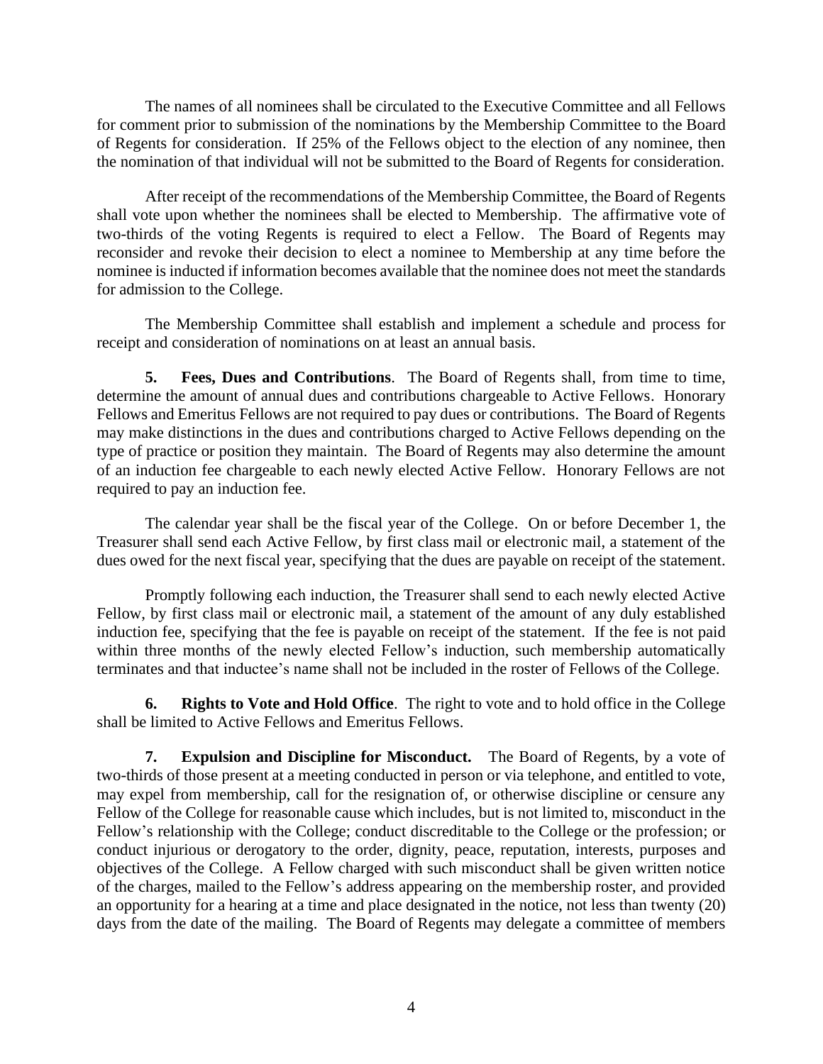The names of all nominees shall be circulated to the Executive Committee and all Fellows for comment prior to submission of the nominations by the Membership Committee to the Board of Regents for consideration. If 25% of the Fellows object to the election of any nominee, then the nomination of that individual will not be submitted to the Board of Regents for consideration.

After receipt of the recommendations of the Membership Committee, the Board of Regents shall vote upon whether the nominees shall be elected to Membership. The affirmative vote of two-thirds of the voting Regents is required to elect a Fellow. The Board of Regents may reconsider and revoke their decision to elect a nominee to Membership at any time before the nominee is inducted if information becomes available that the nominee does not meet the standards for admission to the College.

The Membership Committee shall establish and implement a schedule and process for receipt and consideration of nominations on at least an annual basis.

**5. Fees, Dues and Contributions**. The Board of Regents shall, from time to time, determine the amount of annual dues and contributions chargeable to Active Fellows. Honorary Fellows and Emeritus Fellows are not required to pay dues or contributions. The Board of Regents may make distinctions in the dues and contributions charged to Active Fellows depending on the type of practice or position they maintain. The Board of Regents may also determine the amount of an induction fee chargeable to each newly elected Active Fellow. Honorary Fellows are not required to pay an induction fee.

The calendar year shall be the fiscal year of the College. On or before December 1, the Treasurer shall send each Active Fellow, by first class mail or electronic mail, a statement of the dues owed for the next fiscal year, specifying that the dues are payable on receipt of the statement.

Promptly following each induction, the Treasurer shall send to each newly elected Active Fellow, by first class mail or electronic mail, a statement of the amount of any duly established induction fee, specifying that the fee is payable on receipt of the statement. If the fee is not paid within three months of the newly elected Fellow's induction, such membership automatically terminates and that inductee's name shall not be included in the roster of Fellows of the College.

**6. Rights to Vote and Hold Office**. The right to vote and to hold office in the College shall be limited to Active Fellows and Emeritus Fellows.

**7. Expulsion and Discipline for Misconduct.** The Board of Regents, by a vote of two-thirds of those present at a meeting conducted in person or via telephone, and entitled to vote, may expel from membership, call for the resignation of, or otherwise discipline or censure any Fellow of the College for reasonable cause which includes, but is not limited to, misconduct in the Fellow's relationship with the College; conduct discreditable to the College or the profession; or conduct injurious or derogatory to the order, dignity, peace, reputation, interests, purposes and objectives of the College. A Fellow charged with such misconduct shall be given written notice of the charges, mailed to the Fellow's address appearing on the membership roster, and provided an opportunity for a hearing at a time and place designated in the notice, not less than twenty (20) days from the date of the mailing. The Board of Regents may delegate a committee of members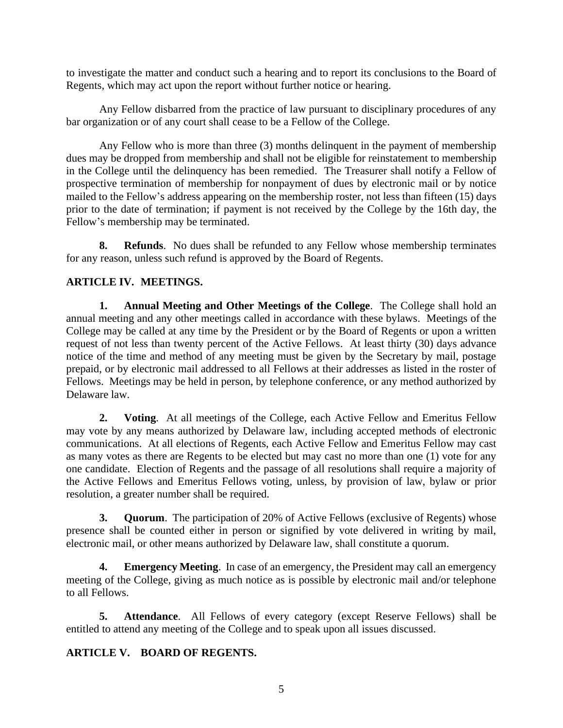to investigate the matter and conduct such a hearing and to report its conclusions to the Board of Regents, which may act upon the report without further notice or hearing.

Any Fellow disbarred from the practice of law pursuant to disciplinary procedures of any bar organization or of any court shall cease to be a Fellow of the College.

Any Fellow who is more than three (3) months delinquent in the payment of membership dues may be dropped from membership and shall not be eligible for reinstatement to membership in the College until the delinquency has been remedied. The Treasurer shall notify a Fellow of prospective termination of membership for nonpayment of dues by electronic mail or by notice mailed to the Fellow's address appearing on the membership roster, not less than fifteen (15) days prior to the date of termination; if payment is not received by the College by the 16th day, the Fellow's membership may be terminated.

**8. Refunds**. No dues shall be refunded to any Fellow whose membership terminates for any reason, unless such refund is approved by the Board of Regents.

## ARTICLE IV. MEETINGS.

**1. Annual Meeting and Other Meetings of the College**. The College shall hold an annual meeting and any other meetings called in accordance with these bylaws. Meetings of the College may be called at any time by the President or by the Board of Regents or upon a written request of not less than twenty percent of the Active Fellows. At least thirty (30) days advance notice of the time and method of any meeting must be given by the Secretary by mail, postage prepaid, or by electronic mail addressed to all Fellows at their addresses as listed in the roster of Fellows. Meetings may be held in person, by telephone conference, or any method authorized by Delaware law.

**2. Voting**. At all meetings of the College, each Active Fellow and Emeritus Fellow may vote by any means authorized by Delaware law, including accepted methods of electronic communications. At all elections of Regents, each Active Fellow and Emeritus Fellow may cast as many votes as there are Regents to be elected but may cast no more than one (1) vote for any one candidate. Election of Regents and the passage of all resolutions shall require a majority of the Active Fellows and Emeritus Fellows voting, unless, by provision of law, bylaw or prior resolution, a greater number shall be required.

**3. Quorum**. The participation of 20% of Active Fellows (exclusive of Regents) whose presence shall be counted either in person or signified by vote delivered in writing by mail, electronic mail, or other means authorized by Delaware law, shall constitute a quorum.

**4. Emergency Meeting**. In case of an emergency, the President may call an emergency meeting of the College, giving as much notice as is possible by electronic mail and/or telephone to all Fellows.

**5. Attendance**. All Fellows of every category (except Reserve Fellows) shall be entitled to attend any meeting of the College and to speak upon all issues discussed.

## ARTICLE V. BOARD OF REGENTS.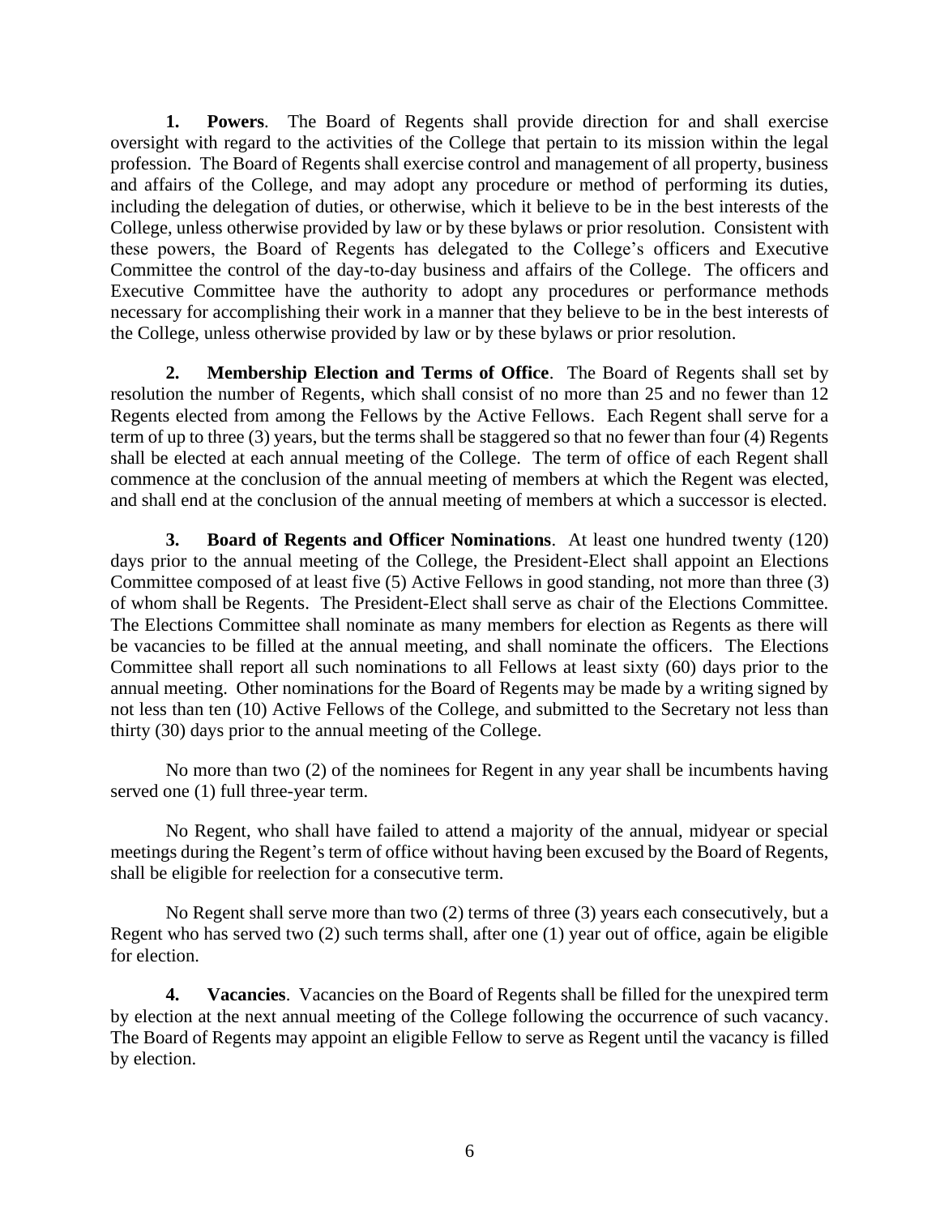**1. Powers**. The Board of Regents shall provide direction for and shall exercise oversight with regard to the activities of the College that pertain to its mission within the legal profession. The Board of Regents shall exercise control and management of all property, business and affairs of the College, and may adopt any procedure or method of performing its duties, including the delegation of duties, or otherwise, which it believe to be in the best interests of the College, unless otherwise provided by law or by these bylaws or prior resolution. Consistent with these powers, the Board of Regents has delegated to the College's officers and Executive Committee the control of the day-to-day business and affairs of the College. The officers and Executive Committee have the authority to adopt any procedures or performance methods necessary for accomplishing their work in a manner that they believe to be in the best interests of the College, unless otherwise provided by law or by these bylaws or prior resolution.

**2. Membership Election and Terms of Office**. The Board of Regents shall set by resolution the number of Regents, which shall consist of no more than 25 and no fewer than 12 Regents elected from among the Fellows by the Active Fellows. Each Regent shall serve for a term of up to three (3) years, but the terms shall be staggered so that no fewer than four (4) Regents shall be elected at each annual meeting of the College. The term of office of each Regent shall commence at the conclusion of the annual meeting of members at which the Regent was elected, and shall end at the conclusion of the annual meeting of members at which a successor is elected.

**3. Board of Regents and Officer Nominations**. At least one hundred twenty (120) days prior to the annual meeting of the College, the President-Elect shall appoint an Elections Committee composed of at least five (5) Active Fellows in good standing, not more than three (3) of whom shall be Regents. The President-Elect shall serve as chair of the Elections Committee. The Elections Committee shall nominate as many members for election as Regents as there will be vacancies to be filled at the annual meeting, and shall nominate the officers. The Elections Committee shall report all such nominations to all Fellows at least sixty (60) days prior to the annual meeting. Other nominations for the Board of Regents may be made by a writing signed by not less than ten (10) Active Fellows of the College, and submitted to the Secretary not less than thirty (30) days prior to the annual meeting of the College.

No more than two (2) of the nominees for Regent in any year shall be incumbents having served one (1) full three-year term.

No Regent, who shall have failed to attend a majority of the annual, midyear or special meetings during the Regent's term of office without having been excused by the Board of Regents, shall be eligible for reelection for a consecutive term.

No Regent shall serve more than two (2) terms of three (3) years each consecutively, but a Regent who has served two (2) such terms shall, after one (1) year out of office, again be eligible for election.

**4. Vacancies**. Vacancies on the Board of Regents shall be filled for the unexpired term by election at the next annual meeting of the College following the occurrence of such vacancy. The Board of Regents may appoint an eligible Fellow to serve as Regent until the vacancy is filled by election.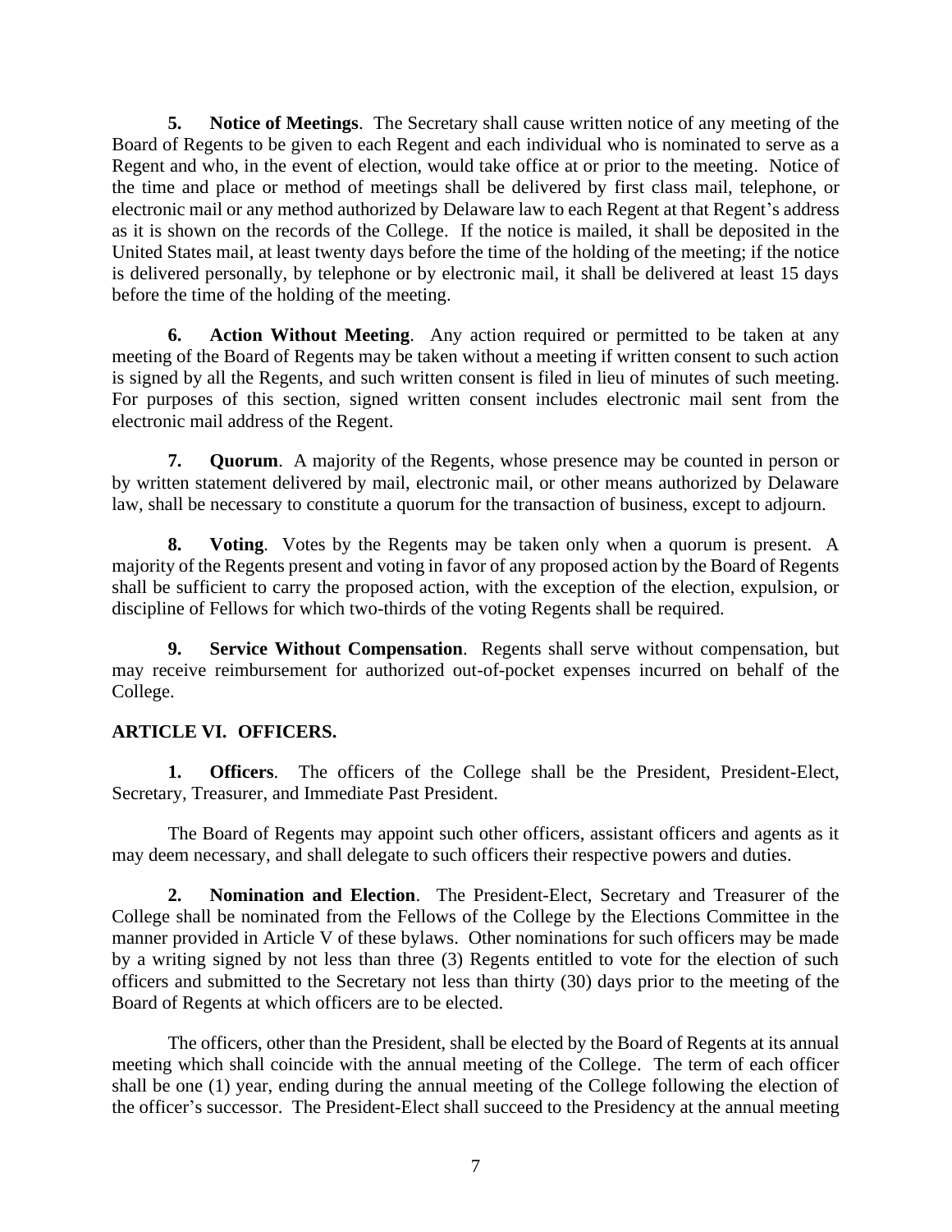**5. Notice of Meetings**. The Secretary shall cause written notice of any meeting of the Board of Regents to be given to each Regent and each individual who is nominated to serve as a Regent and who, in the event of election, would take office at or prior to the meeting. Notice of the time and place or method of meetings shall be delivered by first class mail, telephone, or electronic mail or any method authorized by Delaware law to each Regent at that Regent's address as it is shown on the records of the College. If the notice is mailed, it shall be deposited in the United States mail, at least twenty days before the time of the holding of the meeting; if the notice is delivered personally, by telephone or by electronic mail, it shall be delivered at least 15 days before the time of the holding of the meeting.

**6. Action Without Meeting**. Any action required or permitted to be taken at any meeting of the Board of Regents may be taken without a meeting if written consent to such action is signed by all the Regents, and such written consent is filed in lieu of minutes of such meeting. For purposes of this section, signed written consent includes electronic mail sent from the electronic mail address of the Regent.

**7. Quorum**. A majority of the Regents, whose presence may be counted in person or by written statement delivered by mail, electronic mail, or other means authorized by Delaware law, shall be necessary to constitute a quorum for the transaction of business, except to adjourn.

**8. Voting**. Votes by the Regents may be taken only when a quorum is present. A majority of the Regents present and voting in favor of any proposed action by the Board of Regents shall be sufficient to carry the proposed action, with the exception of the election, expulsion, or discipline of Fellows for which two-thirds of the voting Regents shall be required.

**9. Service Without Compensation**. Regents shall serve without compensation, but may receive reimbursement for authorized out-of-pocket expenses incurred on behalf of the College.

## ARTICLE VI. OFFICERS.

**1. Officers**. The officers of the College shall be the President, President-Elect, Secretary, Treasurer, and Immediate Past President.

The Board of Regents may appoint such other officers, assistant officers and agents as it may deem necessary, and shall delegate to such officers their respective powers and duties.

**2. Nomination and Election**. The President-Elect, Secretary and Treasurer of the College shall be nominated from the Fellows of the College by the Elections Committee in the manner provided in Article V of these bylaws. Other nominations for such officers may be made by a writing signed by not less than three (3) Regents entitled to vote for the election of such officers and submitted to the Secretary not less than thirty (30) days prior to the meeting of the Board of Regents at which officers are to be elected.

The officers, other than the President, shall be elected by the Board of Regents at its annual meeting which shall coincide with the annual meeting of the College. The term of each officer shall be one (1) year, ending during the annual meeting of the College following the election of the officer's successor. The President-Elect shall succeed to the Presidency at the annual meeting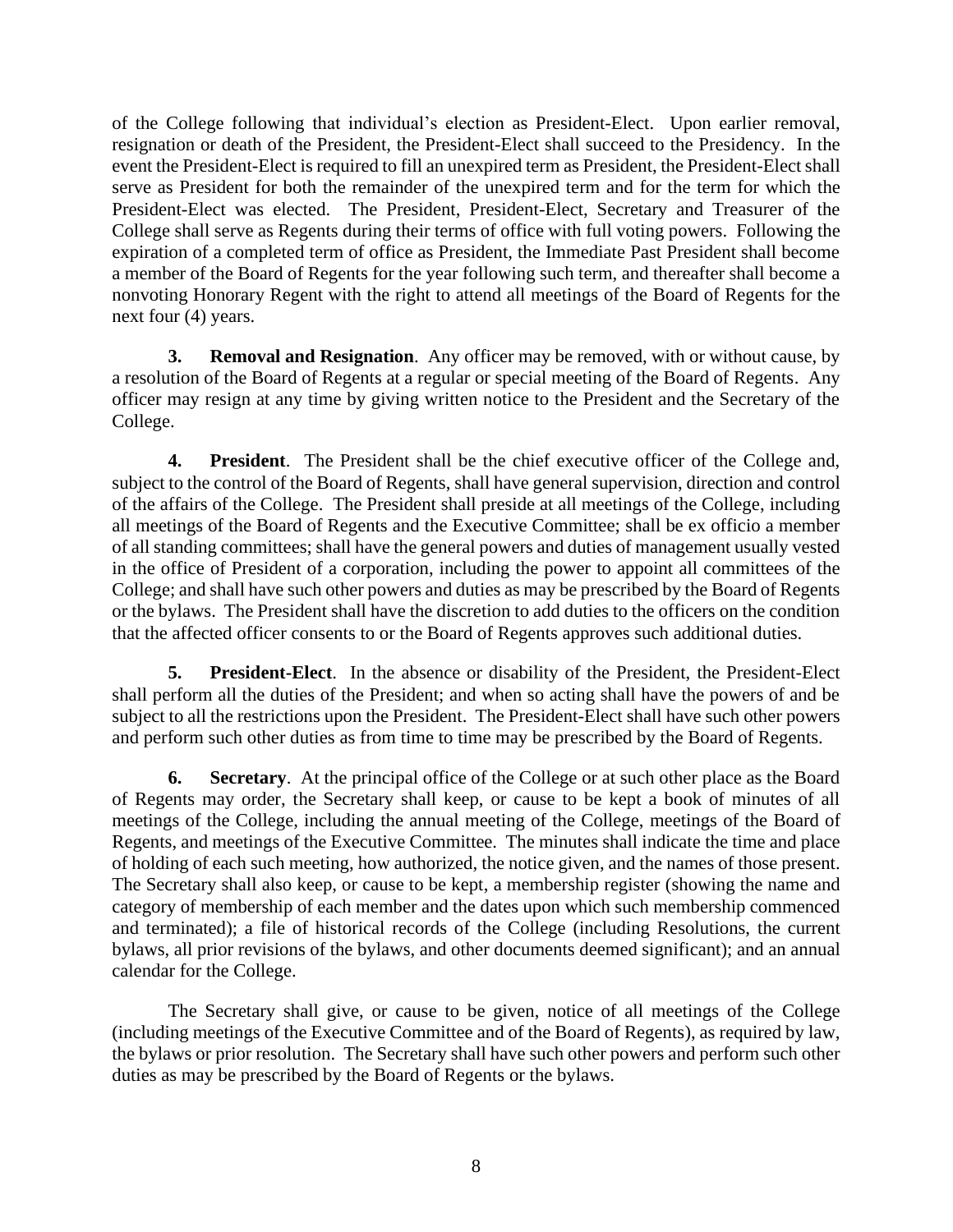of the College following that individual's election as President-Elect. Upon earlier removal, resignation or death of the President, the President-Elect shall succeed to the Presidency. In the event the President-Elect is required to fill an unexpired term as President, the President-Elect shall serve as President for both the remainder of the unexpired term and for the term for which the President-Elect was elected. The President, President-Elect, Secretary and Treasurer of the College shall serve as Regents during their terms of office with full voting powers. Following the expiration of a completed term of office as President, the Immediate Past President shall become a member of the Board of Regents for the year following such term, and thereafter shall become a nonvoting Honorary Regent with the right to attend all meetings of the Board of Regents for the next four (4) years.

**3. Removal and Resignation**. Any officer may be removed, with or without cause, by a resolution of the Board of Regents at a regular or special meeting of the Board of Regents. Any officer may resign at any time by giving written notice to the President and the Secretary of the College.

**4. President**. The President shall be the chief executive officer of the College and, subject to the control of the Board of Regents, shall have general supervision, direction and control of the affairs of the College. The President shall preside at all meetings of the College, including all meetings of the Board of Regents and the Executive Committee; shall be ex officio a member of all standing committees; shall have the general powers and duties of management usually vested in the office of President of a corporation, including the power to appoint all committees of the College; and shall have such other powers and duties as may be prescribed by the Board of Regents or the bylaws. The President shall have the discretion to add duties to the officers on the condition that the affected officer consents to or the Board of Regents approves such additional duties.

**5. President-Elect**. In the absence or disability of the President, the President-Elect shall perform all the duties of the President; and when so acting shall have the powers of and be subject to all the restrictions upon the President. The President-Elect shall have such other powers and perform such other duties as from time to time may be prescribed by the Board of Regents.

**6. Secretary**. At the principal office of the College or at such other place as the Board of Regents may order, the Secretary shall keep, or cause to be kept a book of minutes of all meetings of the College, including the annual meeting of the College, meetings of the Board of Regents, and meetings of the Executive Committee. The minutes shall indicate the time and place of holding of each such meeting, how authorized, the notice given, and the names of those present. The Secretary shall also keep, or cause to be kept, a membership register (showing the name and category of membership of each member and the dates upon which such membership commenced and terminated); a file of historical records of the College (including Resolutions, the current bylaws, all prior revisions of the bylaws, and other documents deemed significant); and an annual calendar for the College.

The Secretary shall give, or cause to be given, notice of all meetings of the College (including meetings of the Executive Committee and of the Board of Regents), as required by law, the bylaws or prior resolution. The Secretary shall have such other powers and perform such other duties as may be prescribed by the Board of Regents or the bylaws.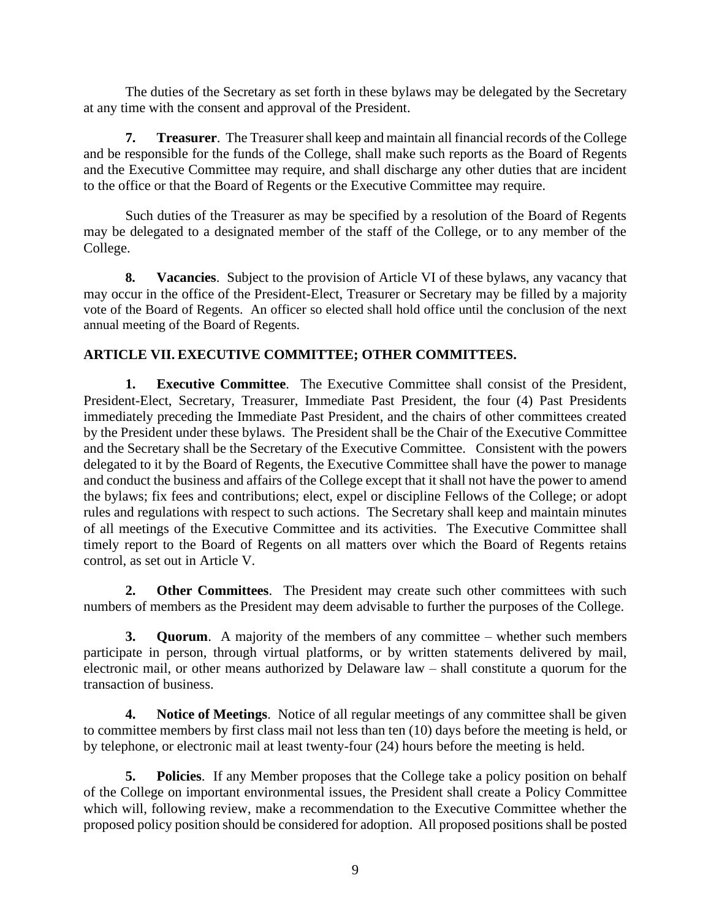The duties of the Secretary as set forth in these bylaws may be delegated by the Secretary at any time with the consent and approval of the President.

**7. Treasurer**. The Treasurer shall keep and maintain all financial records of the College and be responsible for the funds of the College, shall make such reports as the Board of Regents and the Executive Committee may require, and shall discharge any other duties that are incident to the office or that the Board of Regents or the Executive Committee may require.

Such duties of the Treasurer as may be specified by a resolution of the Board of Regents may be delegated to a designated member of the staff of the College, or to any member of the College.

**8. Vacancies**. Subject to the provision of Article VI of these bylaws, any vacancy that may occur in the office of the President-Elect, Treasurer or Secretary may be filled by a majority vote of the Board of Regents. An officer so elected shall hold office until the conclusion of the next annual meeting of the Board of Regents.

## ARTICLE VII. EXECUTIVE COMMITTEE; OTHER COMMITTEES.

**1. Executive Committee**. The Executive Committee shall consist of the President, President-Elect, Secretary, Treasurer, Immediate Past President, the four (4) Past Presidents immediately preceding the Immediate Past President, and the chairs of other committees created by the President under these bylaws. The President shall be the Chair of the Executive Committee and the Secretary shall be the Secretary of the Executive Committee. Consistent with the powers delegated to it by the Board of Regents, the Executive Committee shall have the power to manage and conduct the business and affairs of the College except that it shall not have the power to amend the bylaws; fix fees and contributions; elect, expel or discipline Fellows of the College; or adopt rules and regulations with respect to such actions. The Secretary shall keep and maintain minutes of all meetings of the Executive Committee and its activities. The Executive Committee shall timely report to the Board of Regents on all matters over which the Board of Regents retains control, as set out in Article V.

**2. Other Committees**. The President may create such other committees with such numbers of members as the President may deem advisable to further the purposes of the College.

**3. Quorum**. A majority of the members of any committee – whether such members participate in person, through virtual platforms, or by written statements delivered by mail, electronic mail, or other means authorized by Delaware law – shall constitute a quorum for the transaction of business.

**4. Notice of Meetings**. Notice of all regular meetings of any committee shall be given to committee members by first class mail not less than ten (10) days before the meeting is held, or by telephone, or electronic mail at least twenty-four (24) hours before the meeting is held.

**5. Policies**. If any Member proposes that the College take a policy position on behalf of the College on important environmental issues, the President shall create a Policy Committee which will, following review, make a recommendation to the Executive Committee whether the proposed policy position should be considered for adoption. All proposed positions shall be posted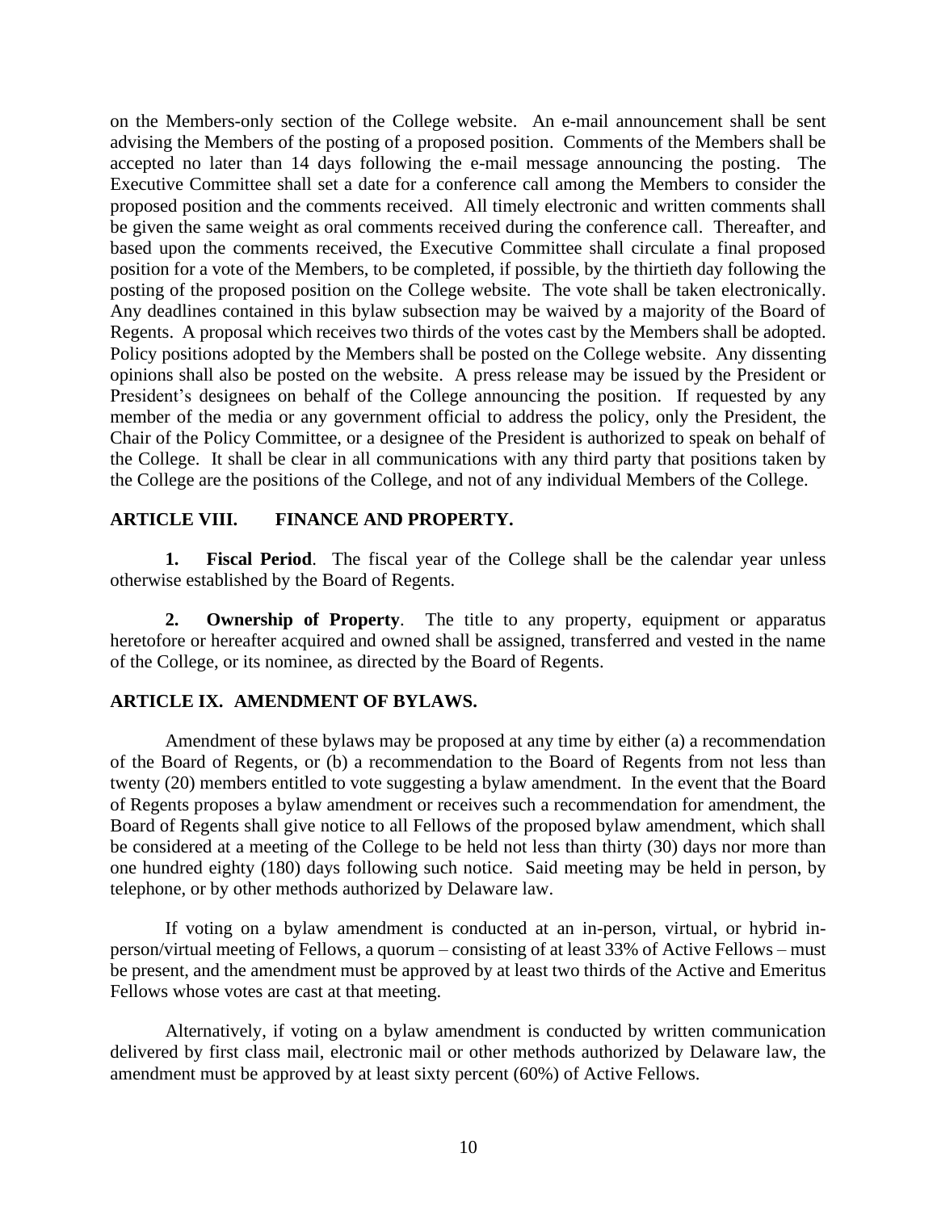on the Members-only section of the College website. An e-mail announcement shall be sent advising the Members of the posting of a proposed position. Comments of the Members shall be accepted no later than 14 days following the e-mail message announcing the posting. The Executive Committee shall set a date for a conference call among the Members to consider the proposed position and the comments received. All timely electronic and written comments shall be given the same weight as oral comments received during the conference call. Thereafter, and based upon the comments received, the Executive Committee shall circulate a final proposed position for a vote of the Members, to be completed, if possible, by the thirtieth day following the posting of the proposed position on the College website. The vote shall be taken electronically. Any deadlines contained in this bylaw subsection may be waived by a majority of the Board of Regents. A proposal which receives two thirds of the votes cast by the Members shall be adopted. Policy positions adopted by the Members shall be posted on the College website. Any dissenting opinions shall also be posted on the website. A press release may be issued by the President or President's designees on behalf of the College announcing the position. If requested by any member of the media or any government official to address the policy, only the President, the Chair of the Policy Committee, or a designee of the President is authorized to speak on behalf of the College. It shall be clear in all communications with any third party that positions taken by the College are the positions of the College, and not of any individual Members of the College.

## ARTICLE VIII. FINANCE AND PROPERTY.

**1. Fiscal Period**. The fiscal year of the College shall be the calendar year unless otherwise established by the Board of Regents.

**2. Ownership of Property**. The title to any property, equipment or apparatus heretofore or hereafter acquired and owned shall be assigned, transferred and vested in the name of the College, or its nominee, as directed by the Board of Regents.

## ARTICLE IX. AMENDMENT OF BYLAWS.

Amendment of these bylaws may be proposed at any time by either (a) a recommendation of the Board of Regents, or (b) a recommendation to the Board of Regents from not less than twenty (20) members entitled to vote suggesting a bylaw amendment. In the event that the Board of Regents proposes a bylaw amendment or receives such a recommendation for amendment, the Board of Regents shall give notice to all Fellows of the proposed bylaw amendment, which shall be considered at a meeting of the College to be held not less than thirty (30) days nor more than one hundred eighty (180) days following such notice. Said meeting may be held in person, by telephone, or by other methods authorized by Delaware law.

If voting on a bylaw amendment is conducted at an in-person, virtual, or hybrid in-person/virtual meeting of Fellows, a quorum – consisting of at least 33% of Active Fellows – must be present, and the amendment must be approved by at least two thirds of the Active and Emeritus Fellows whose votes are cast at that meeting.

Alternatively, if voting on a bylaw amendment is conducted by written communication delivered by first class mail, electronic mail or other methods authorized by Delaware law, the amendment must be approved by at least sixty percent (60%) of Active Fellows.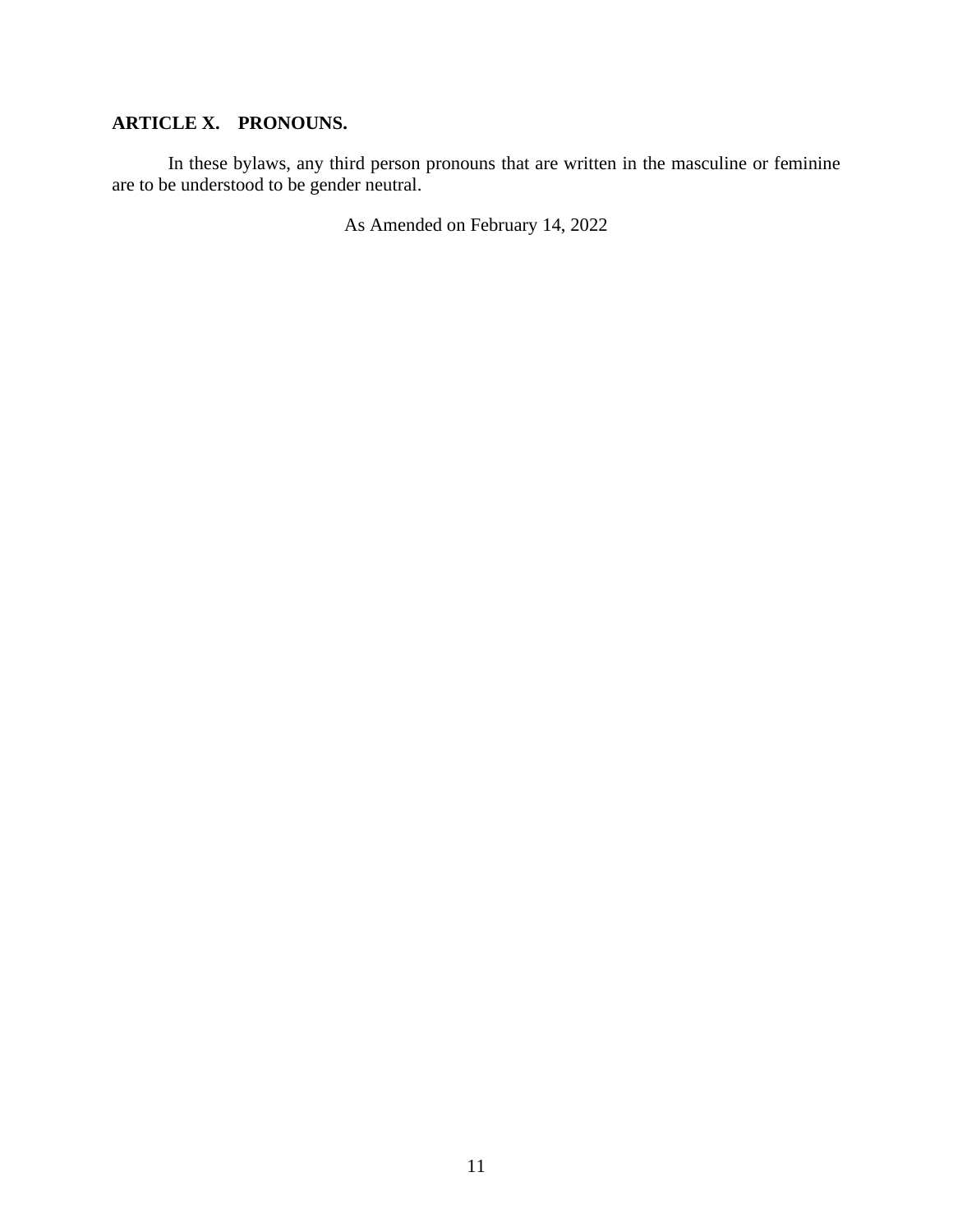**ARTICLE X. PRONOUNS.**

In these bylaws, any third person pronouns that are written in the masculine or feminine are to be understood to be gender neutral.

As Amended on February 14, 2022